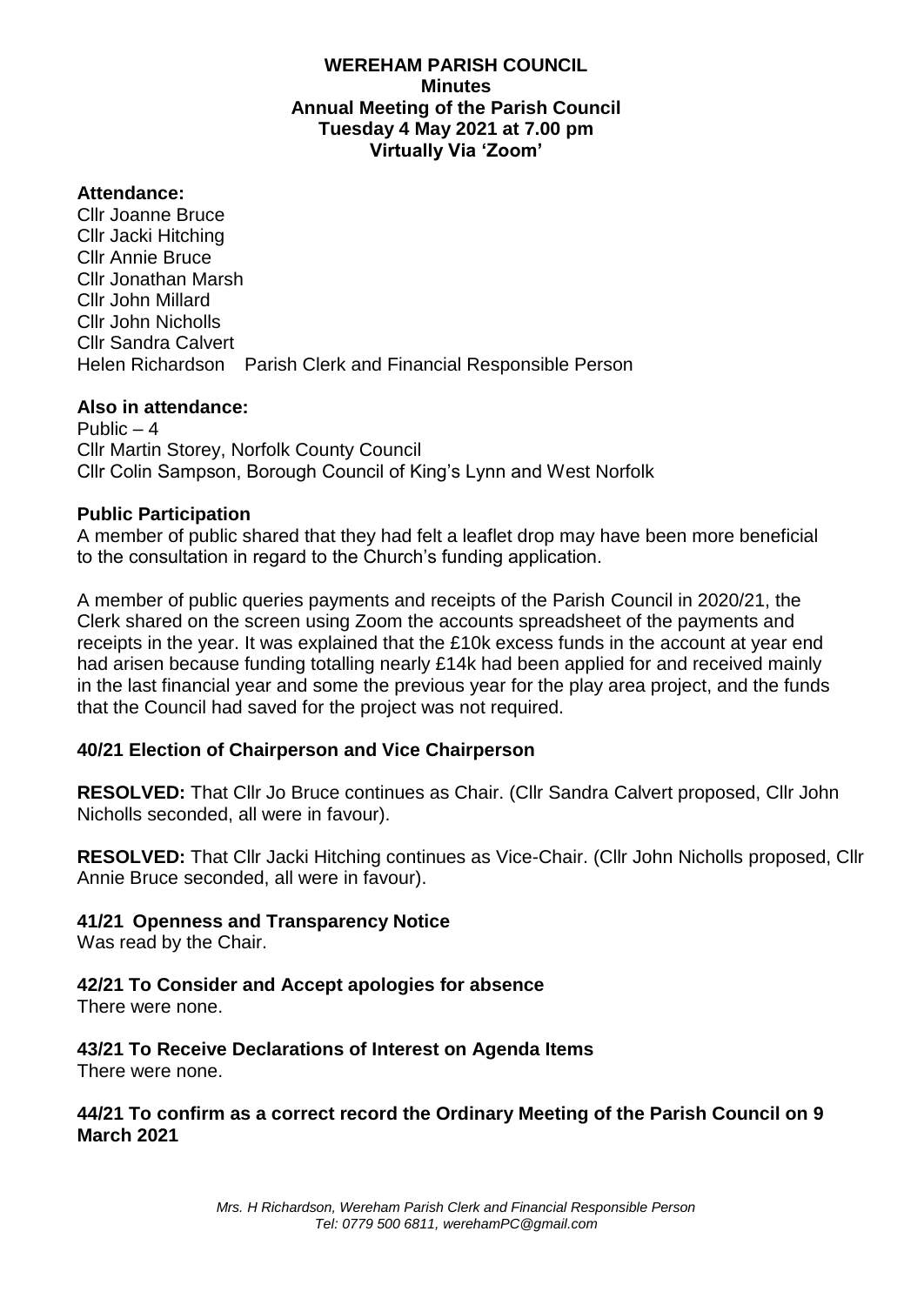# WEREHAM PARISH COUNCIL
## Minutes
## Annual Meeting of the Parish Council
## Tuesday 4 May 2021 at 7.00 pm
## Virtually Via 'Zoom'

### Attendance:

Cllr Joanne Bruce
Cllr Jacki Hitching
Cllr Annie Bruce
Cllr Jonathan Marsh
Cllr John Millard
Cllr John Nicholls
Cllr Sandra Calvert
Helen Richardson Parish Clerk and Financial Responsible Person

### Also in attendance:

Public – 4
Cllr Martin Storey, Norfolk County Council
Cllr Colin Sampson, Borough Council of King's Lynn and West Norfolk

### Public Participation

A member of public shared that they had felt a leaflet drop may have been more beneficial to the consultation in regard to the Church's funding application.

A member of public queries payments and receipts of the Parish Council in 2020/21, the Clerk shared on the screen using Zoom the accounts spreadsheet of the payments and receipts in the year. It was explained that the £10k excess funds in the account at year end had arisen because funding totalling nearly £14k had been applied for and received mainly in the last financial year and some the previous year for the play area project, and the funds that the Council had saved for the project was not required.

### 40/21 Election of Chairperson and Vice Chairperson

**RESOLVED:** That Cllr Jo Bruce continues as Chair. (Cllr Sandra Calvert proposed, Cllr John Nicholls seconded, all were in favour).

**RESOLVED:** That Cllr Jacki Hitching continues as Vice-Chair. (Cllr John Nicholls proposed, Cllr Annie Bruce seconded, all were in favour).

### 41/21 Openness and Transparency Notice

Was read by the Chair.

### 42/21 To Consider and Accept apologies for absence

There were none.

### 43/21 To Receive Declarations of Interest on Agenda Items

There were none.

### 44/21 To confirm as a correct record the Ordinary Meeting of the Parish Council on 9 March 2021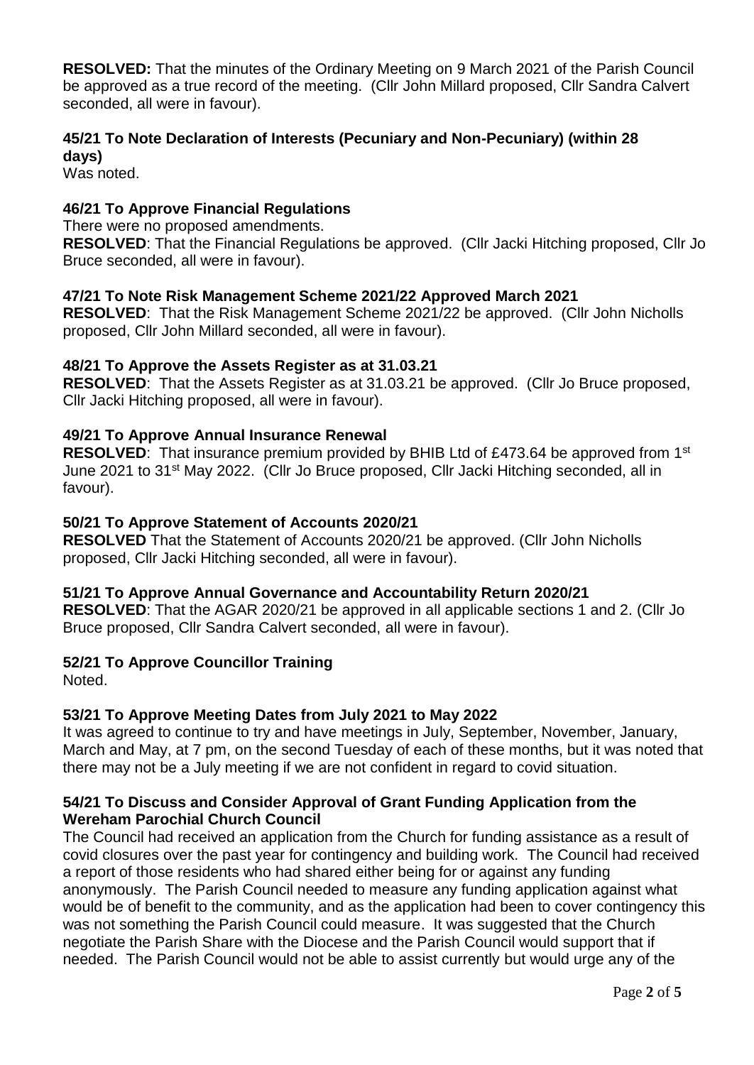**RESOLVED:** That the minutes of the Ordinary Meeting on 9 March 2021 of the Parish Council be approved as a true record of the meeting. (Cllr John Millard proposed, Cllr Sandra Calvert seconded, all were in favour).

### 45/21 To Note Declaration of Interests (Pecuniary and Non-Pecuniary) (within 28 days)

Was noted.

### 46/21 To Approve Financial Regulations

There were no proposed amendments.

**RESOLVED**: That the Financial Regulations be approved. (Cllr Jacki Hitching proposed, Cllr Jo Bruce seconded, all were in favour).

### 47/21 To Note Risk Management Scheme 2021/22 Approved March 2021

**RESOLVED**: That the Risk Management Scheme 2021/22 be approved. (Cllr John Nicholls proposed, Cllr John Millard seconded, all were in favour).

### 48/21 To Approve the Assets Register as at 31.03.21

**RESOLVED**: That the Assets Register as at 31.03.21 be approved. (Cllr Jo Bruce proposed, Cllr Jacki Hitching proposed, all were in favour).

### 49/21 To Approve Annual Insurance Renewal

**RESOLVED**: That insurance premium provided by BHIB Ltd of £473.64 be approved from 1st June 2021 to 31st May 2022. (Cllr Jo Bruce proposed, Cllr Jacki Hitching seconded, all in favour).

### 50/21 To Approve Statement of Accounts 2020/21

**RESOLVED** That the Statement of Accounts 2020/21 be approved. (Cllr John Nicholls proposed, Cllr Jacki Hitching seconded, all were in favour).

### 51/21 To Approve Annual Governance and Accountability Return 2020/21

**RESOLVED**: That the AGAR 2020/21 be approved in all applicable sections 1 and 2. (Cllr Jo Bruce proposed, Cllr Sandra Calvert seconded, all were in favour).

### 52/21 To Approve Councillor Training

Noted.

### 53/21 To Approve Meeting Dates from July 2021 to May 2022

It was agreed to continue to try and have meetings in July, September, November, January, March and May, at 7 pm, on the second Tuesday of each of these months, but it was noted that there may not be a July meeting if we are not confident in regard to covid situation.

### 54/21 To Discuss and Consider Approval of Grant Funding Application from the Wereham Parochial Church Council

The Council had received an application from the Church for funding assistance as a result of covid closures over the past year for contingency and building work. The Council had received a report of those residents who had shared either being for or against any funding anonymously. The Parish Council needed to measure any funding application against what would be of benefit to the community, and as the application had been to cover contingency this was not something the Parish Council could measure. It was suggested that the Church negotiate the Parish Share with the Diocese and the Parish Council would support that if needed. The Parish Council would not be able to assist currently but would urge any of the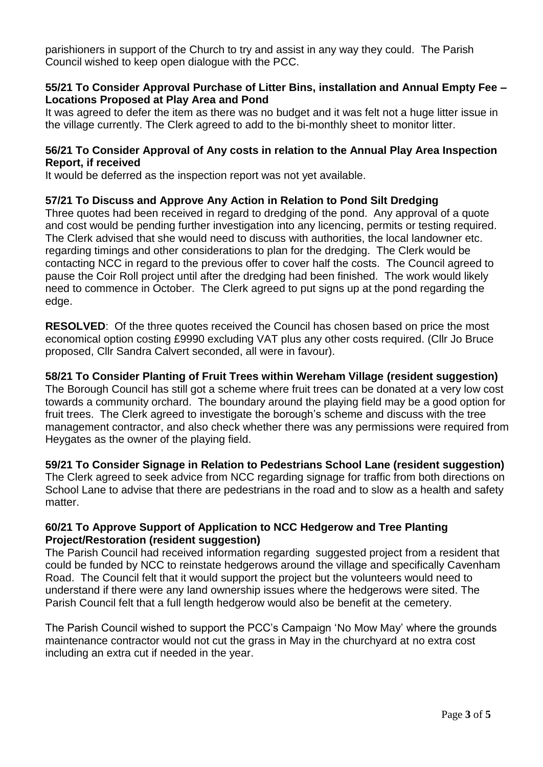parishioners in support of the Church to try and assist in any way they could. The Parish Council wished to keep open dialogue with the PCC.

**55/21 To Consider Approval Purchase of Litter Bins, installation and Annual Empty Fee – Locations Proposed at Play Area and Pond**

It was agreed to defer the item as there was no budget and it was felt not a huge litter issue in the village currently. The Clerk agreed to add to the bi-monthly sheet to monitor litter.

**56/21 To Consider Approval of Any costs in relation to the Annual Play Area Inspection Report, if received**

It would be deferred as the inspection report was not yet available.

**57/21 To Discuss and Approve Any Action in Relation to Pond Silt Dredging**

Three quotes had been received in regard to dredging of the pond. Any approval of a quote and cost would be pending further investigation into any licencing, permits or testing required. The Clerk advised that she would need to discuss with authorities, the local landowner etc. regarding timings and other considerations to plan for the dredging. The Clerk would be contacting NCC in regard to the previous offer to cover half the costs. The Council agreed to pause the Coir Roll project until after the dredging had been finished. The work would likely need to commence in October. The Clerk agreed to put signs up at the pond regarding the edge.

**RESOLVED**: Of the three quotes received the Council has chosen based on price the most economical option costing £9990 excluding VAT plus any other costs required. (Cllr Jo Bruce proposed, Cllr Sandra Calvert seconded, all were in favour).

**58/21 To Consider Planting of Fruit Trees within Wereham Village (resident suggestion)**

The Borough Council has still got a scheme where fruit trees can be donated at a very low cost towards a community orchard. The boundary around the playing field may be a good option for fruit trees. The Clerk agreed to investigate the borough's scheme and discuss with the tree management contractor, and also check whether there was any permissions were required from Heygates as the owner of the playing field.

**59/21 To Consider Signage in Relation to Pedestrians School Lane (resident suggestion)**

The Clerk agreed to seek advice from NCC regarding signage for traffic from both directions on School Lane to advise that there are pedestrians in the road and to slow as a health and safety matter.

**60/21 To Approve Support of Application to NCC Hedgerow and Tree Planting Project/Restoration (resident suggestion)**

The Parish Council had received information regarding suggested project from a resident that could be funded by NCC to reinstate hedgerows around the village and specifically Cavenham Road. The Council felt that it would support the project but the volunteers would need to understand if there were any land ownership issues where the hedgerows were sited. The Parish Council felt that a full length hedgerow would also be benefit at the cemetery.

The Parish Council wished to support the PCC's Campaign 'No Mow May' where the grounds maintenance contractor would not cut the grass in May in the churchyard at no extra cost including an extra cut if needed in the year.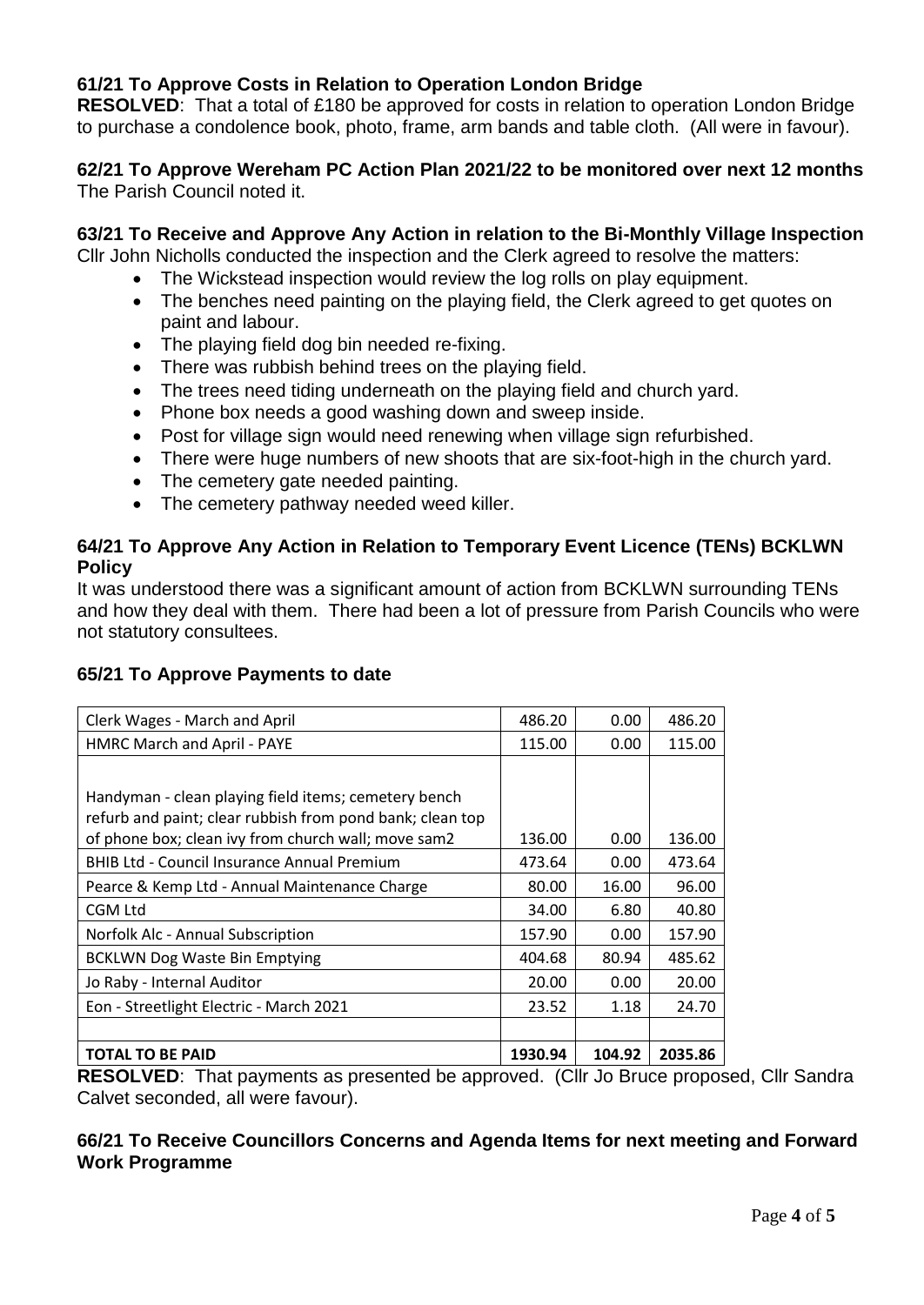### 61/21 To Approve Costs in Relation to Operation London Bridge

**RESOLVED**: That a total of £180 be approved for costs in relation to operation London Bridge to purchase a condolence book, photo, frame, arm bands and table cloth. (All were in favour).

### 62/21 To Approve Wereham PC Action Plan 2021/22 to be monitored over next 12 months

The Parish Council noted it.

### 63/21 To Receive and Approve Any Action in relation to the Bi-Monthly Village Inspection

Cllr John Nicholls conducted the inspection and the Clerk agreed to resolve the matters:

- The Wickstead inspection would review the log rolls on play equipment.
- The benches need painting on the playing field, the Clerk agreed to get quotes on paint and labour.
- The playing field dog bin needed re-fixing.
- There was rubbish behind trees on the playing field.
- The trees need tiding underneath on the playing field and church yard.
- Phone box needs a good washing down and sweep inside.
- Post for village sign would need renewing when village sign refurbished.
- There were huge numbers of new shoots that are six-foot-high in the church yard.
- The cemetery gate needed painting.
- The cemetery pathway needed weed killer.

### 64/21 To Approve Any Action in Relation to Temporary Event Licence (TENs) BCKLWN Policy

It was understood there was a significant amount of action from BCKLWN surrounding TENs and how they deal with them. There had been a lot of pressure from Parish Councils who were not statutory consultees.

### 65/21 To Approve Payments to date

| | | | |
|---|---|---|---|
| Clerk Wages - March and April | 486.20 | 0.00 | 486.20 |
| HMRC March and April - PAYE | 115.00 | 0.00 | 115.00 |
| Handyman - clean playing field items; cemetery bench refurb and paint; clear rubbish from pond bank; clean top of phone box; clean ivy from church wall; move sam2 | 136.00 | 0.00 | 136.00 |
| BHIB Ltd - Council Insurance Annual Premium | 473.64 | 0.00 | 473.64 |
| Pearce & Kemp Ltd - Annual Maintenance Charge | 80.00 | 16.00 | 96.00 |
| CGM Ltd | 34.00 | 6.80 | 40.80 |
| Norfolk Alc - Annual Subscription | 157.90 | 0.00 | 157.90 |
| BCKLWN Dog Waste Bin Emptying | 404.68 | 80.94 | 485.62 |
| Jo Raby - Internal Auditor | 20.00 | 0.00 | 20.00 |
| Eon - Streetlight Electric - March 2021 | 23.52 | 1.18 | 24.70 |
| | | | |
| **TOTAL TO BE PAID** | **1930.94** | **104.92** | **2035.86** |

**RESOLVED**: That payments as presented be approved. (Cllr Jo Bruce proposed, Cllr Sandra Calvet seconded, all were favour).

### 66/21 To Receive Councillors Concerns and Agenda Items for next meeting and Forward Work Programme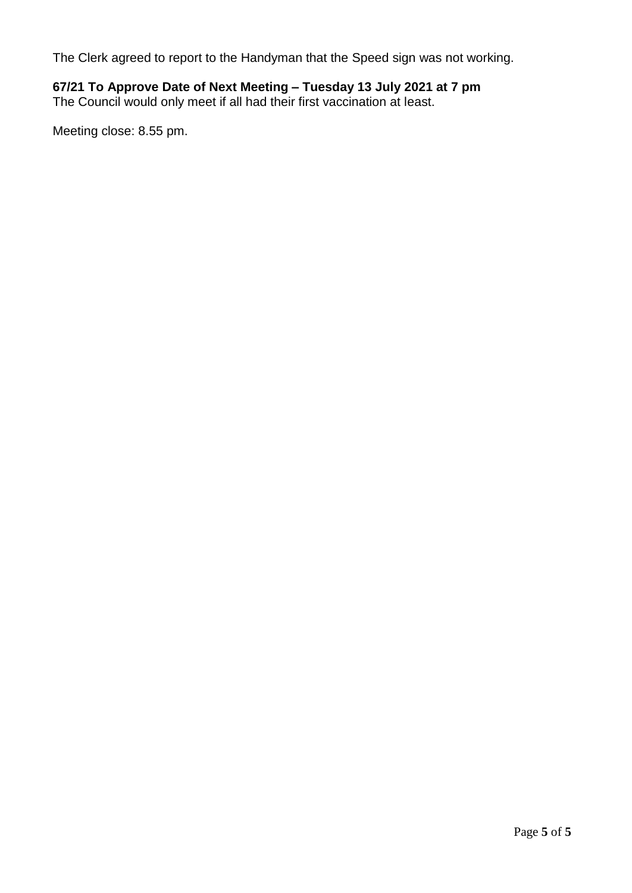The Clerk agreed to report to the Handyman that the Speed sign was not working.

**67/21 To Approve Date of Next Meeting – Tuesday 13 July 2021 at 7 pm**
The Council would only meet if all had their first vaccination at least.

Meeting close: 8.55 pm.